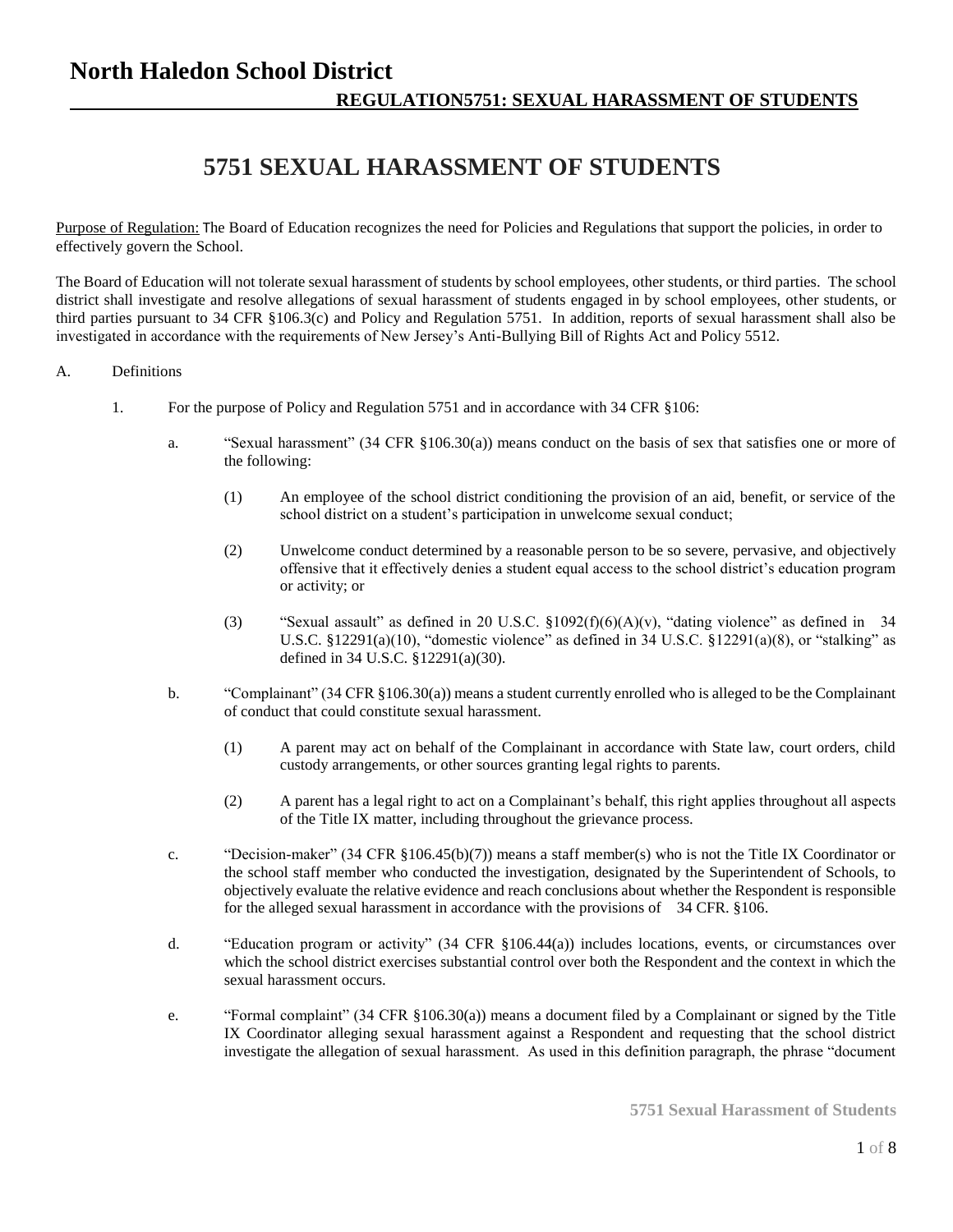# North Haledon School District

## REGULATION5751: SEXUAL HARASSMENT OF STUDENTS

# 5751 SEXUAL HARASSMENT OF STUDENTS

Purpose of Regulation: The Board of Education recognizes the need for Policies and Regulations that support the policies, in order to effectively govern the School.

The Board of Education will not tolerate sexual harassment of students by school employees, other students, or third parties. The school district shall investigate and resolve allegations of sexual harassment of students engaged in by school employees, other students, or third parties pursuant to 34 CFR §106.3(c) and Policy and Regulation 5751. In addition, reports of sexual harassment shall also be investigated in accordance with the requirements of New Jersey's Anti-Bullying Bill of Rights Act and Policy 5512.

A. Definitions

1. For the purpose of Policy and Regulation 5751 and in accordance with 34 CFR §106:

   a. "Sexual harassment" (34 CFR §106.30(a)) means conduct on the basis of sex that satisfies one or more of the following:

      (1) An employee of the school district conditioning the provision of an aid, benefit, or service of the school district on a student's participation in unwelcome sexual conduct;

      (2) Unwelcome conduct determined by a reasonable person to be so severe, pervasive, and objectively offensive that it effectively denies a student equal access to the school district's education program or activity; or

      (3) "Sexual assault" as defined in 20 U.S.C. §1092(f)(6)(A)(v), "dating violence" as defined in 34 U.S.C. §12291(a)(10), "domestic violence" as defined in 34 U.S.C. §12291(a)(8), or "stalking" as defined in 34 U.S.C. §12291(a)(30).

   b. "Complainant" (34 CFR §106.30(a)) means a student currently enrolled who is alleged to be the Complainant of conduct that could constitute sexual harassment.

      (1) A parent may act on behalf of the Complainant in accordance with State law, court orders, child custody arrangements, or other sources granting legal rights to parents.

      (2) A parent has a legal right to act on a Complainant's behalf, this right applies throughout all aspects of the Title IX matter, including throughout the grievance process.

   c. "Decision-maker" (34 CFR §106.45(b)(7)) means a staff member(s) who is not the Title IX Coordinator or the school staff member who conducted the investigation, designated by the Superintendent of Schools, to objectively evaluate the relative evidence and reach conclusions about whether the Respondent is responsible for the alleged sexual harassment in accordance with the provisions of 34 CFR. §106.

   d. "Education program or activity" (34 CFR §106.44(a)) includes locations, events, or circumstances over which the school district exercises substantial control over both the Respondent and the context in which the sexual harassment occurs.

   e. "Formal complaint" (34 CFR §106.30(a)) means a document filed by a Complainant or signed by the Title IX Coordinator alleging sexual harassment against a Respondent and requesting that the school district investigate the allegation of sexual harassment. As used in this definition paragraph, the phrase "document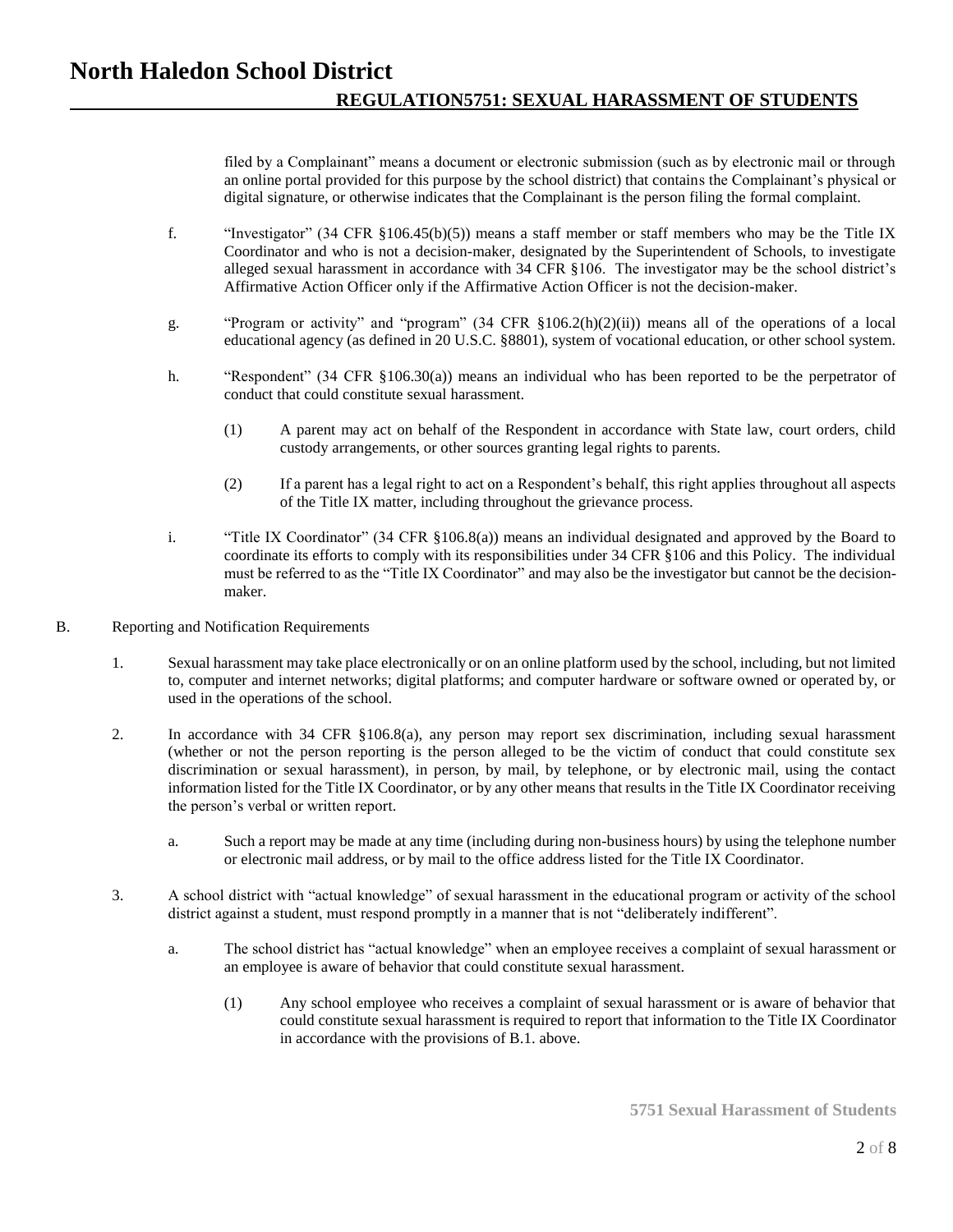filed by a Complainant" means a document or electronic submission (such as by electronic mail or through an online portal provided for this purpose by the school district) that contains the Complainant's physical or digital signature, or otherwise indicates that the Complainant is the person filing the formal complaint.

f. "Investigator" (34 CFR §106.45(b)(5)) means a staff member or staff members who may be the Title IX Coordinator and who is not a decision-maker, designated by the Superintendent of Schools, to investigate alleged sexual harassment in accordance with 34 CFR §106. The investigator may be the school district's Affirmative Action Officer only if the Affirmative Action Officer is not the decision-maker.

g. "Program or activity" and "program" (34 CFR §106.2(h)(2)(ii)) means all of the operations of a local educational agency (as defined in 20 U.S.C. §8801), system of vocational education, or other school system.

h. "Respondent" (34 CFR §106.30(a)) means an individual who has been reported to be the perpetrator of conduct that could constitute sexual harassment.

(1) A parent may act on behalf of the Respondent in accordance with State law, court orders, child custody arrangements, or other sources granting legal rights to parents.

(2) If a parent has a legal right to act on a Respondent's behalf, this right applies throughout all aspects of the Title IX matter, including throughout the grievance process.

i. "Title IX Coordinator" (34 CFR §106.8(a)) means an individual designated and approved by the Board to coordinate its efforts to comply with its responsibilities under 34 CFR §106 and this Policy. The individual must be referred to as the "Title IX Coordinator" and may also be the investigator but cannot be the decision-maker.

B. Reporting and Notification Requirements

1. Sexual harassment may take place electronically or on an online platform used by the school, including, but not limited to, computer and internet networks; digital platforms; and computer hardware or software owned or operated by, or used in the operations of the school.

2. In accordance with 34 CFR §106.8(a), any person may report sex discrimination, including sexual harassment (whether or not the person reporting is the person alleged to be the victim of conduct that could constitute sex discrimination or sexual harassment), in person, by mail, by telephone, or by electronic mail, using the contact information listed for the Title IX Coordinator, or by any other means that results in the Title IX Coordinator receiving the person's verbal or written report.

a. Such a report may be made at any time (including during non-business hours) by using the telephone number or electronic mail address, or by mail to the office address listed for the Title IX Coordinator.

3. A school district with "actual knowledge" of sexual harassment in the educational program or activity of the school district against a student, must respond promptly in a manner that is not "deliberately indifferent".

a. The school district has "actual knowledge" when an employee receives a complaint of sexual harassment or an employee is aware of behavior that could constitute sexual harassment.

(1) Any school employee who receives a complaint of sexual harassment or is aware of behavior that could constitute sexual harassment is required to report that information to the Title IX Coordinator in accordance with the provisions of B.1. above.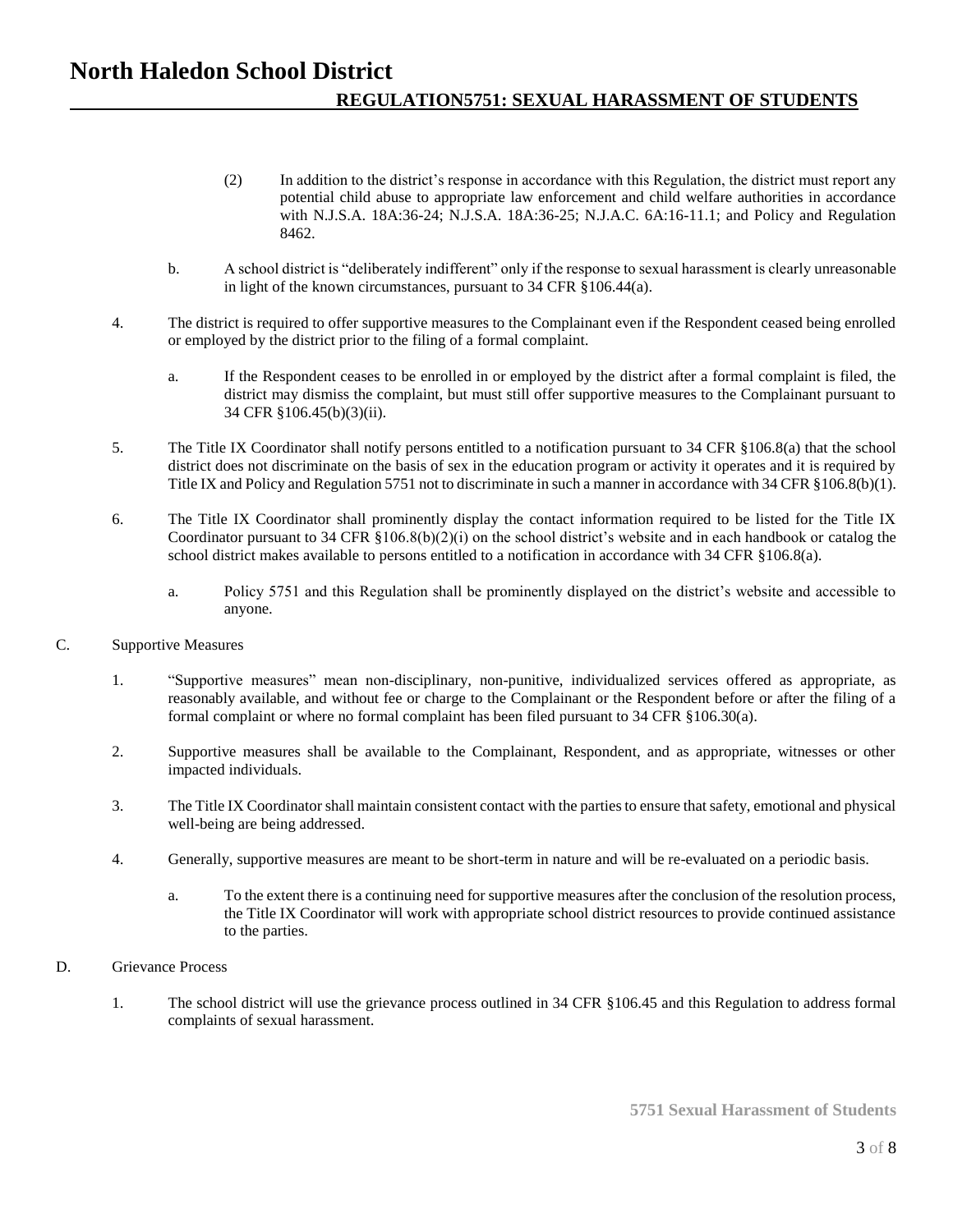(2) In addition to the district's response in accordance with this Regulation, the district must report any potential child abuse to appropriate law enforcement and child welfare authorities in accordance with N.J.S.A. 18A:36-24; N.J.S.A. 18A:36-25; N.J.A.C. 6A:16-11.1; and Policy and Regulation 8462.

b. A school district is "deliberately indifferent" only if the response to sexual harassment is clearly unreasonable in light of the known circumstances, pursuant to 34 CFR §106.44(a).

4. The district is required to offer supportive measures to the Complainant even if the Respondent ceased being enrolled or employed by the district prior to the filing of a formal complaint.

   a. If the Respondent ceases to be enrolled in or employed by the district after a formal complaint is filed, the district may dismiss the complaint, but must still offer supportive measures to the Complainant pursuant to 34 CFR §106.45(b)(3)(ii).

5. The Title IX Coordinator shall notify persons entitled to a notification pursuant to 34 CFR §106.8(a) that the school district does not discriminate on the basis of sex in the education program or activity it operates and it is required by Title IX and Policy and Regulation 5751 not to discriminate in such a manner in accordance with 34 CFR §106.8(b)(1).

6. The Title IX Coordinator shall prominently display the contact information required to be listed for the Title IX Coordinator pursuant to 34 CFR §106.8(b)(2)(i) on the school district's website and in each handbook or catalog the school district makes available to persons entitled to a notification in accordance with 34 CFR §106.8(a).

   a. Policy 5751 and this Regulation shall be prominently displayed on the district's website and accessible to anyone.

C. Supportive Measures

1. "Supportive measures" mean non-disciplinary, non-punitive, individualized services offered as appropriate, as reasonably available, and without fee or charge to the Complainant or the Respondent before or after the filing of a formal complaint or where no formal complaint has been filed pursuant to 34 CFR §106.30(a).

2. Supportive measures shall be available to the Complainant, Respondent, and as appropriate, witnesses or other impacted individuals.

3. The Title IX Coordinator shall maintain consistent contact with the parties to ensure that safety, emotional and physical well-being are being addressed.

4. Generally, supportive measures are meant to be short-term in nature and will be re-evaluated on a periodic basis.

   a. To the extent there is a continuing need for supportive measures after the conclusion of the resolution process, the Title IX Coordinator will work with appropriate school district resources to provide continued assistance to the parties.

D. Grievance Process

1. The school district will use the grievance process outlined in 34 CFR §106.45 and this Regulation to address formal complaints of sexual harassment.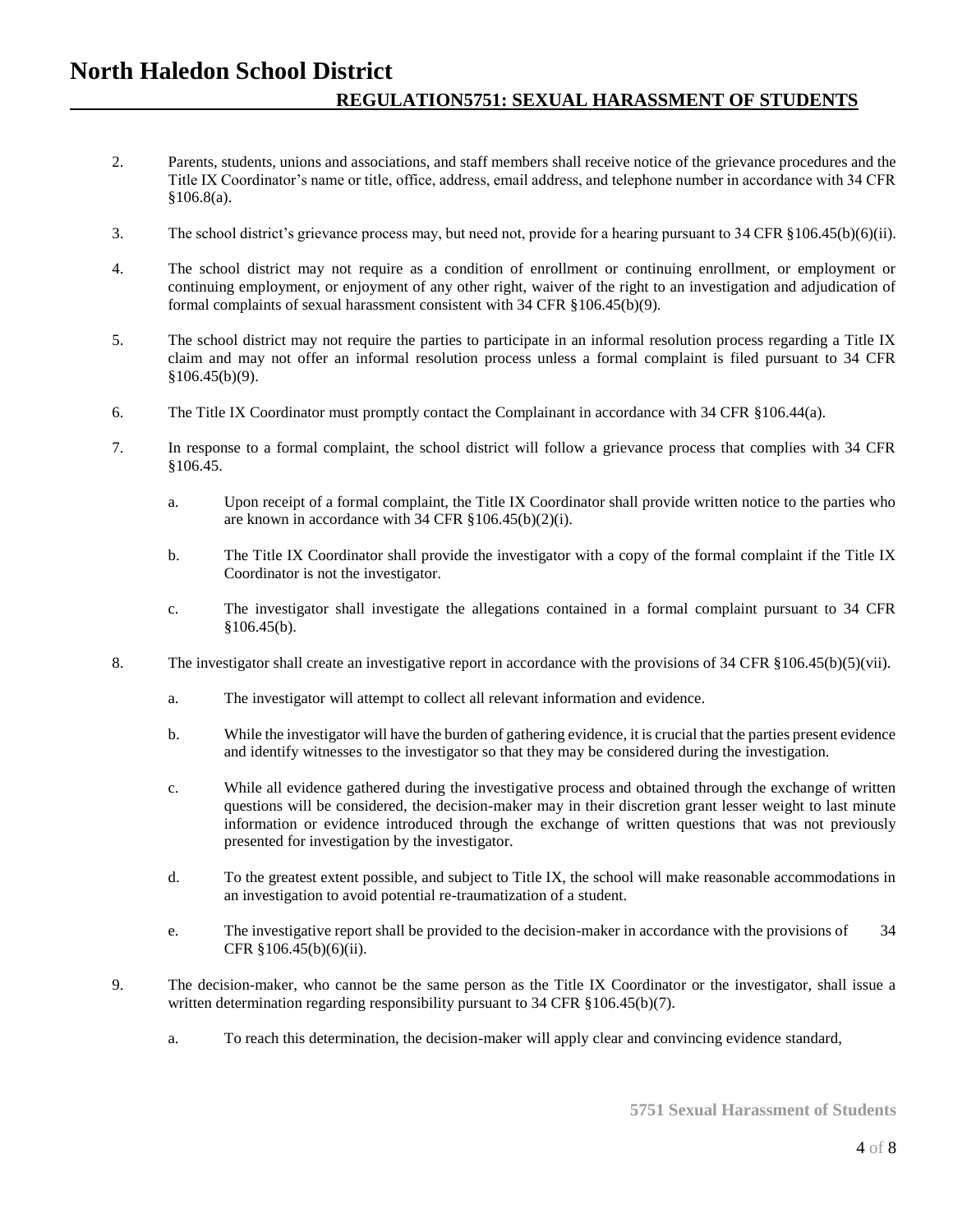2. Parents, students, unions and associations, and staff members shall receive notice of the grievance procedures and the Title IX Coordinator's name or title, office, address, email address, and telephone number in accordance with 34 CFR §106.8(a).

3. The school district's grievance process may, but need not, provide for a hearing pursuant to 34 CFR §106.45(b)(6)(ii).

4. The school district may not require as a condition of enrollment or continuing enrollment, or employment or continuing employment, or enjoyment of any other right, waiver of the right to an investigation and adjudication of formal complaints of sexual harassment consistent with 34 CFR §106.45(b)(9).

5. The school district may not require the parties to participate in an informal resolution process regarding a Title IX claim and may not offer an informal resolution process unless a formal complaint is filed pursuant to 34 CFR §106.45(b)(9).

6. The Title IX Coordinator must promptly contact the Complainant in accordance with 34 CFR §106.44(a).

7. In response to a formal complaint, the school district will follow a grievance process that complies with 34 CFR §106.45.

   a. Upon receipt of a formal complaint, the Title IX Coordinator shall provide written notice to the parties who are known in accordance with 34 CFR §106.45(b)(2)(i).

   b. The Title IX Coordinator shall provide the investigator with a copy of the formal complaint if the Title IX Coordinator is not the investigator.

   c. The investigator shall investigate the allegations contained in a formal complaint pursuant to 34 CFR §106.45(b).

8. The investigator shall create an investigative report in accordance with the provisions of 34 CFR §106.45(b)(5)(vii).

   a. The investigator will attempt to collect all relevant information and evidence.

   b. While the investigator will have the burden of gathering evidence, it is crucial that the parties present evidence and identify witnesses to the investigator so that they may be considered during the investigation.

   c. While all evidence gathered during the investigative process and obtained through the exchange of written questions will be considered, the decision-maker may in their discretion grant lesser weight to last minute information or evidence introduced through the exchange of written questions that was not previously presented for investigation by the investigator.

   d. To the greatest extent possible, and subject to Title IX, the school will make reasonable accommodations in an investigation to avoid potential re-traumatization of a student.

   e. The investigative report shall be provided to the decision-maker in accordance with the provisions of 34 CFR §106.45(b)(6)(ii).

9. The decision-maker, who cannot be the same person as the Title IX Coordinator or the investigator, shall issue a written determination regarding responsibility pursuant to 34 CFR §106.45(b)(7).

   a. To reach this determination, the decision-maker will apply clear and convincing evidence standard,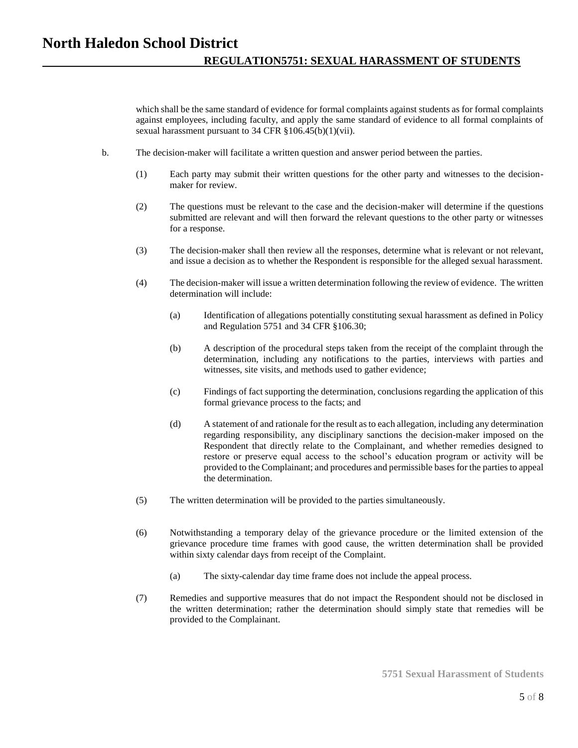which shall be the same standard of evidence for formal complaints against students as for formal complaints against employees, including faculty, and apply the same standard of evidence to all formal complaints of sexual harassment pursuant to 34 CFR §106.45(b)(1)(vii).

b. The decision-maker will facilitate a written question and answer period between the parties.

 (1) Each party may submit their written questions for the other party and witnesses to the decision-maker for review.

 (2) The questions must be relevant to the case and the decision-maker will determine if the questions submitted are relevant and will then forward the relevant questions to the other party or witnesses for a response.

 (3) The decision-maker shall then review all the responses, determine what is relevant or not relevant, and issue a decision as to whether the Respondent is responsible for the alleged sexual harassment.

 (4) The decision-maker will issue a written determination following the review of evidence. The written determination will include:

  (a) Identification of allegations potentially constituting sexual harassment as defined in Policy and Regulation 5751 and 34 CFR §106.30;

  (b) A description of the procedural steps taken from the receipt of the complaint through the determination, including any notifications to the parties, interviews with parties and witnesses, site visits, and methods used to gather evidence;

  (c) Findings of fact supporting the determination, conclusions regarding the application of this formal grievance process to the facts; and

  (d) A statement of and rationale for the result as to each allegation, including any determination regarding responsibility, any disciplinary sanctions the decision-maker imposed on the Respondent that directly relate to the Complainant, and whether remedies designed to restore or preserve equal access to the school's education program or activity will be provided to the Complainant; and procedures and permissible bases for the parties to appeal the determination.

 (5) The written determination will be provided to the parties simultaneously.

 (6) Notwithstanding a temporary delay of the grievance procedure or the limited extension of the grievance procedure time frames with good cause, the written determination shall be provided within sixty calendar days from receipt of the Complaint.

  (a) The sixty-calendar day time frame does not include the appeal process.

 (7) Remedies and supportive measures that do not impact the Respondent should not be disclosed in the written determination; rather the determination should simply state that remedies will be provided to the Complainant.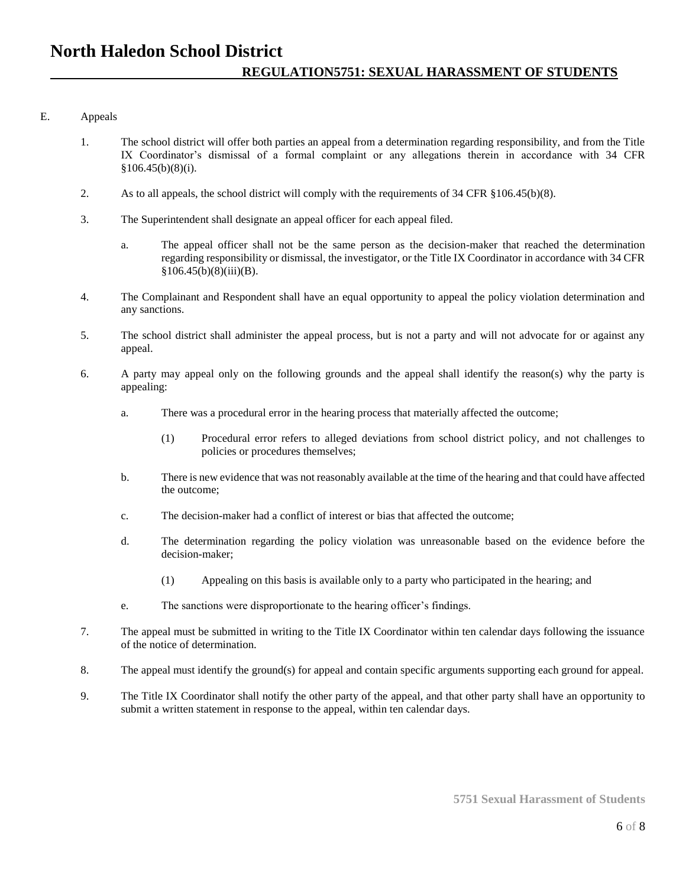E. Appeals

1. The school district will offer both parties an appeal from a determination regarding responsibility, and from the Title IX Coordinator's dismissal of a formal complaint or any allegations therein in accordance with 34 CFR §106.45(b)(8)(i).

2. As to all appeals, the school district will comply with the requirements of 34 CFR §106.45(b)(8).

3. The Superintendent shall designate an appeal officer for each appeal filed.

   a. The appeal officer shall not be the same person as the decision-maker that reached the determination regarding responsibility or dismissal, the investigator, or the Title IX Coordinator in accordance with 34 CFR §106.45(b)(8)(iii)(B).

4. The Complainant and Respondent shall have an equal opportunity to appeal the policy violation determination and any sanctions.

5. The school district shall administer the appeal process, but is not a party and will not advocate for or against any appeal.

6. A party may appeal only on the following grounds and the appeal shall identify the reason(s) why the party is appealing:

   a. There was a procedural error in the hearing process that materially affected the outcome;

      (1) Procedural error refers to alleged deviations from school district policy, and not challenges to policies or procedures themselves;

   b. There is new evidence that was not reasonably available at the time of the hearing and that could have affected the outcome;

   c. The decision-maker had a conflict of interest or bias that affected the outcome;

   d. The determination regarding the policy violation was unreasonable based on the evidence before the decision-maker;

      (1) Appealing on this basis is available only to a party who participated in the hearing; and

   e. The sanctions were disproportionate to the hearing officer's findings.

7. The appeal must be submitted in writing to the Title IX Coordinator within ten calendar days following the issuance of the notice of determination.

8. The appeal must identify the ground(s) for appeal and contain specific arguments supporting each ground for appeal.

9. The Title IX Coordinator shall notify the other party of the appeal, and that other party shall have an opportunity to submit a written statement in response to the appeal, within ten calendar days.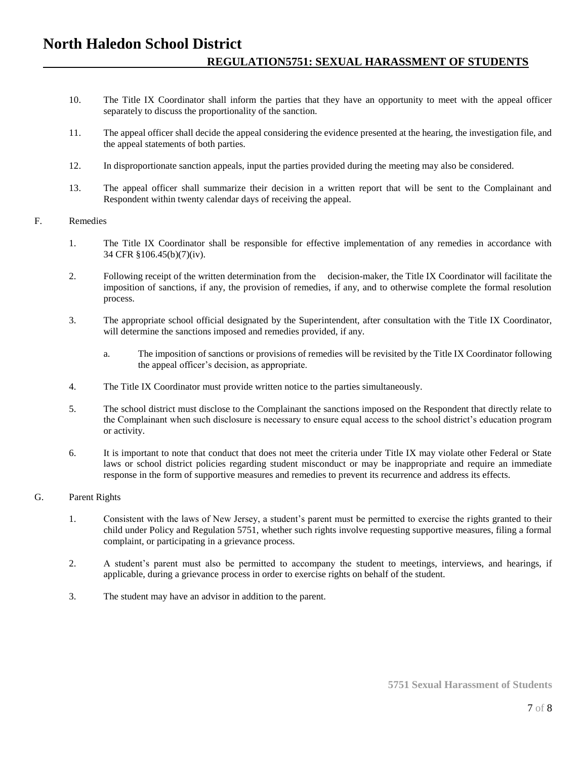10. The Title IX Coordinator shall inform the parties that they have an opportunity to meet with the appeal officer separately to discuss the proportionality of the sanction.

11. The appeal officer shall decide the appeal considering the evidence presented at the hearing, the investigation file, and the appeal statements of both parties.

12. In disproportionate sanction appeals, input the parties provided during the meeting may also be considered.

13. The appeal officer shall summarize their decision in a written report that will be sent to the Complainant and Respondent within twenty calendar days of receiving the appeal.

F. Remedies

1. The Title IX Coordinator shall be responsible for effective implementation of any remedies in accordance with 34 CFR §106.45(b)(7)(iv).

2. Following receipt of the written determination from the decision-maker, the Title IX Coordinator will facilitate the imposition of sanctions, if any, the provision of remedies, if any, and to otherwise complete the formal resolution process.

3. The appropriate school official designated by the Superintendent, after consultation with the Title IX Coordinator, will determine the sanctions imposed and remedies provided, if any.

   a. The imposition of sanctions or provisions of remedies will be revisited by the Title IX Coordinator following the appeal officer's decision, as appropriate.

4. The Title IX Coordinator must provide written notice to the parties simultaneously.

5. The school district must disclose to the Complainant the sanctions imposed on the Respondent that directly relate to the Complainant when such disclosure is necessary to ensure equal access to the school district's education program or activity.

6. It is important to note that conduct that does not meet the criteria under Title IX may violate other Federal or State laws or school district policies regarding student misconduct or may be inappropriate and require an immediate response in the form of supportive measures and remedies to prevent its recurrence and address its effects.

G. Parent Rights

1. Consistent with the laws of New Jersey, a student's parent must be permitted to exercise the rights granted to their child under Policy and Regulation 5751, whether such rights involve requesting supportive measures, filing a formal complaint, or participating in a grievance process.

2. A student's parent must also be permitted to accompany the student to meetings, interviews, and hearings, if applicable, during a grievance process in order to exercise rights on behalf of the student.

3. The student may have an advisor in addition to the parent.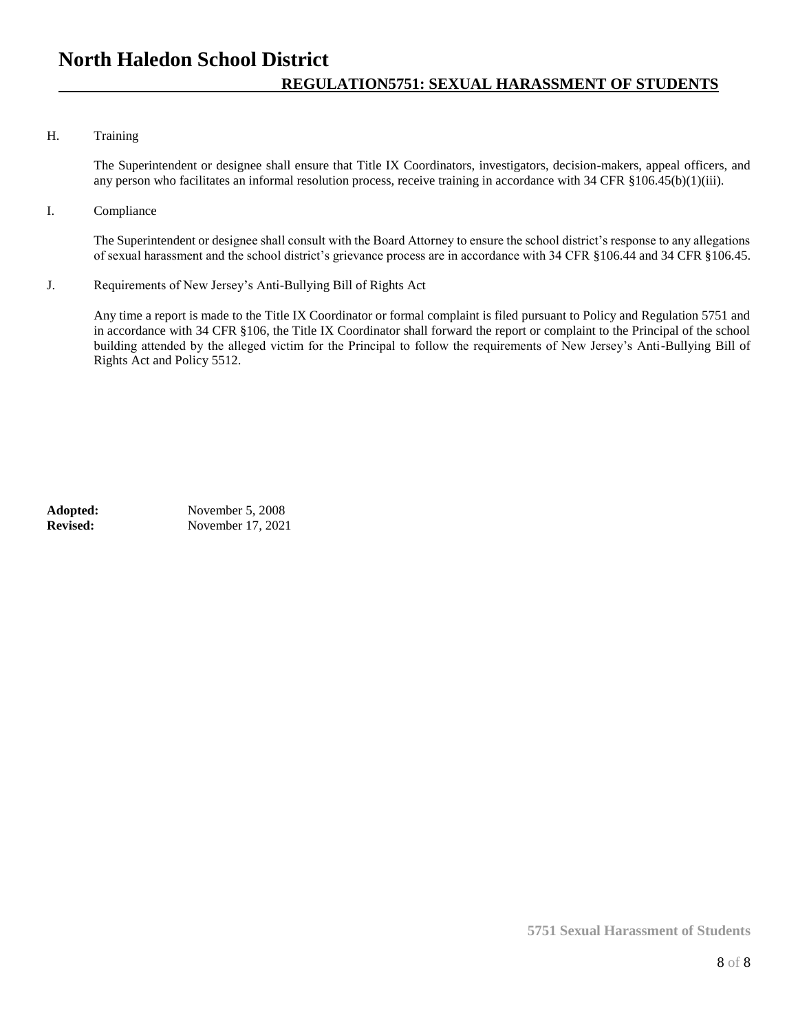H. Training

The Superintendent or designee shall ensure that Title IX Coordinators, investigators, decision-makers, appeal officers, and any person who facilitates an informal resolution process, receive training in accordance with 34 CFR §106.45(b)(1)(iii).

I. Compliance

The Superintendent or designee shall consult with the Board Attorney to ensure the school district's response to any allegations of sexual harassment and the school district's grievance process are in accordance with 34 CFR §106.44 and 34 CFR §106.45.

J. Requirements of New Jersey's Anti-Bullying Bill of Rights Act

Any time a report is made to the Title IX Coordinator or formal complaint is filed pursuant to Policy and Regulation 5751 and in accordance with 34 CFR §106, the Title IX Coordinator shall forward the report or complaint to the Principal of the school building attended by the alleged victim for the Principal to follow the requirements of New Jersey's Anti-Bullying Bill of Rights Act and Policy 5512.

**Adopted:** November 5, 2008
**Revised:** November 17, 2021